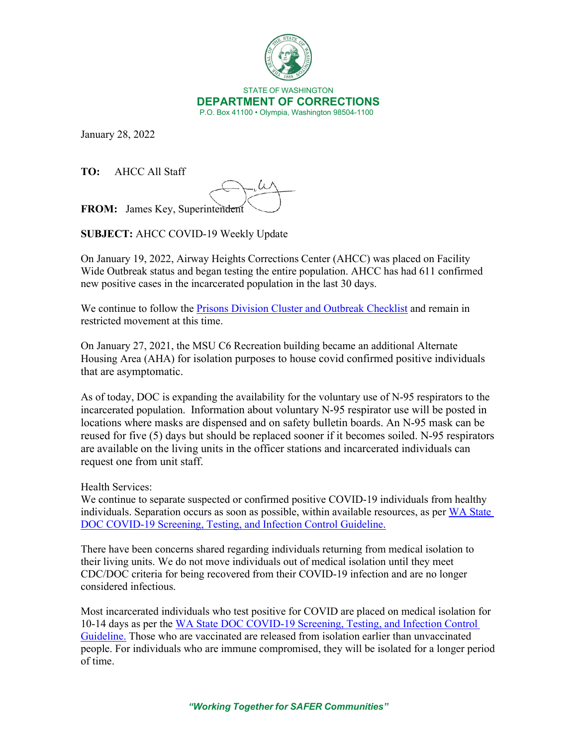STATE OF WASHINGTON
**DEPARTMENT OF CORRECTIONS**
P.O. Box 41100 • Olympia, Washington 98504-1100

January 28, 2022

**TO:** AHCC All Staff

**FROM:** James Key, Superintendent

**SUBJECT:** AHCC COVID-19 Weekly Update

On January 19, 2022, Airway Heights Corrections Center (AHCC) was placed on Facility Wide Outbreak status and began testing the entire population. AHCC has had 611 confirmed new positive cases in the incarcerated population in the last 30 days.

We continue to follow the [Prisons Division Cluster and Outbreak Checklist]() and remain in restricted movement at this time.

On January 27, 2021, the MSU C6 Recreation building became an additional Alternate Housing Area (AHA) for isolation purposes to house covid confirmed positive individuals that are asymptomatic.

As of today, DOC is expanding the availability for the voluntary use of N-95 respirators to the incarcerated population. Information about voluntary N-95 respirator use will be posted in locations where masks are dispensed and on safety bulletin boards. An N-95 mask can be reused for five (5) days but should be replaced sooner if it becomes soiled. N-95 respirators are available on the living units in the officer stations and incarcerated individuals can request one from unit staff.

Health Services:
We continue to separate suspected or confirmed positive COVID-19 individuals from healthy individuals. Separation occurs as soon as possible, within available resources, as per [WA State DOC COVID-19 Screening, Testing, and Infection Control Guideline.]()

There have been concerns shared regarding individuals returning from medical isolation to their living units. We do not move individuals out of medical isolation until they meet CDC/DOC criteria for being recovered from their COVID-19 infection and are no longer considered infectious.

Most incarcerated individuals who test positive for COVID are placed on medical isolation for 10-14 days as per the [WA State DOC COVID-19 Screening, Testing, and Infection Control Guideline.]() Those who are vaccinated are released from isolation earlier than unvaccinated people. For individuals who are immune compromised, they will be isolated for a longer period of time.

*"Working Together for SAFER Communities"*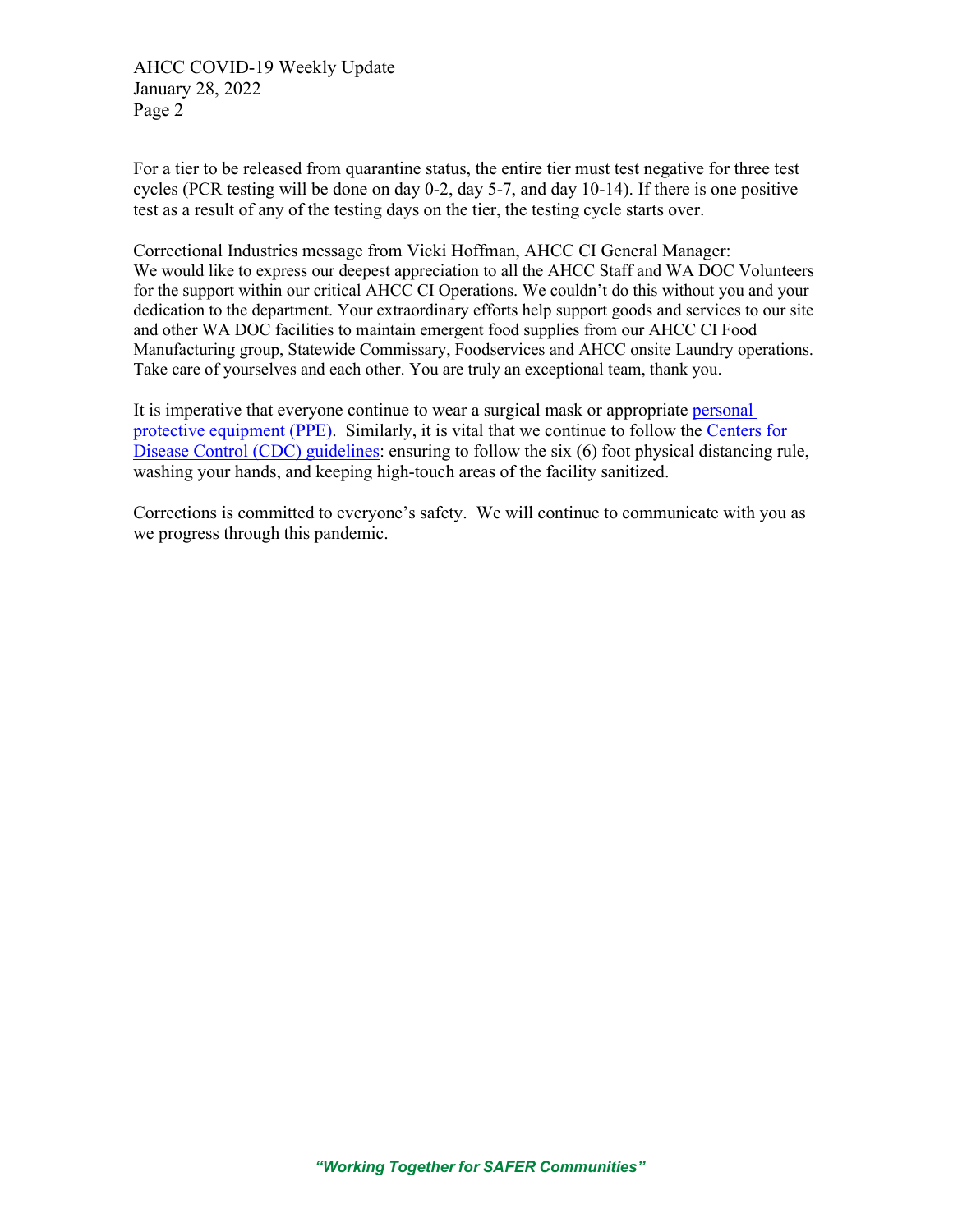For a tier to be released from quarantine status, the entire tier must test negative for three test cycles (PCR testing will be done on day 0-2, day 5-7, and day 10-14). If there is one positive test as a result of any of the testing days on the tier, the testing cycle starts over.

Correctional Industries message from Vicki Hoffman, AHCC CI General Manager:
We would like to express our deepest appreciation to all the AHCC Staff and WA DOC Volunteers for the support within our critical AHCC CI Operations. We couldn't do this without you and your dedication to the department. Your extraordinary efforts help support goods and services to our site and other WA DOC facilities to maintain emergent food supplies from our AHCC CI Food Manufacturing group, Statewide Commissary, Foodservices and AHCC onsite Laundry operations. Take care of yourselves and each other. You are truly an exceptional team, thank you.

It is imperative that everyone continue to wear a surgical mask or appropriate personal protective equipment (PPE). Similarly, it is vital that we continue to follow the Centers for Disease Control (CDC) guidelines: ensuring to follow the six (6) foot physical distancing rule, washing your hands, and keeping high-touch areas of the facility sanitized.

Corrections is committed to everyone's safety. We will continue to communicate with you as we progress through this pandemic.